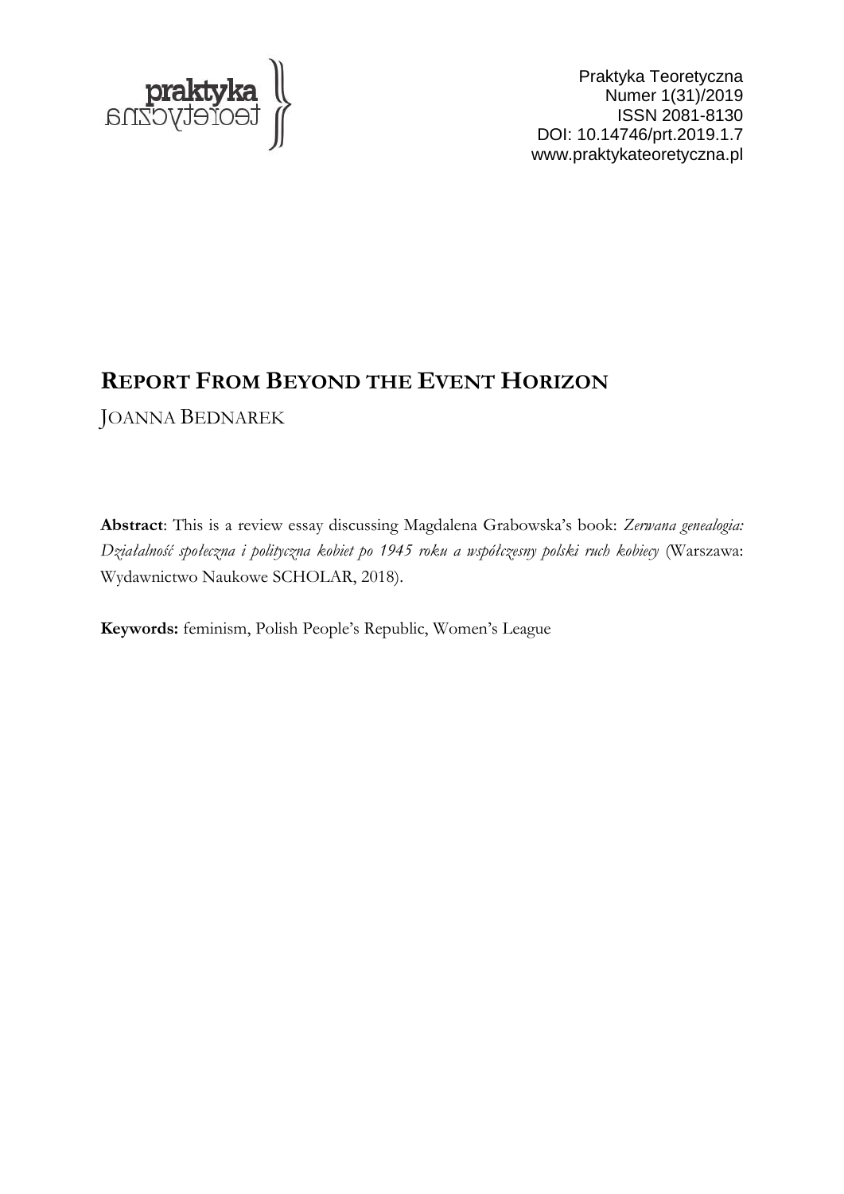Praktyka Teoretyczna
Numer 1(31)/2019
ISSN 2081-8130
DOI: 10.14746/prt.2019.1.7
www.praktykateoretyczna.pl

# REPORT FROM BEYOND THE EVENT HORIZON

JOANNA BEDNAREK

**Abstract**: This is a review essay discussing Magdalena Grabowska's book: *Zerwana genealogia: Działalność społeczna i polityczna kobiet po 1945 roku a współczesny polski ruch kobiecy* (Warszawa: Wydawnictwo Naukowe SCHOLAR, 2018).

**Keywords:** feminism, Polish People's Republic, Women's League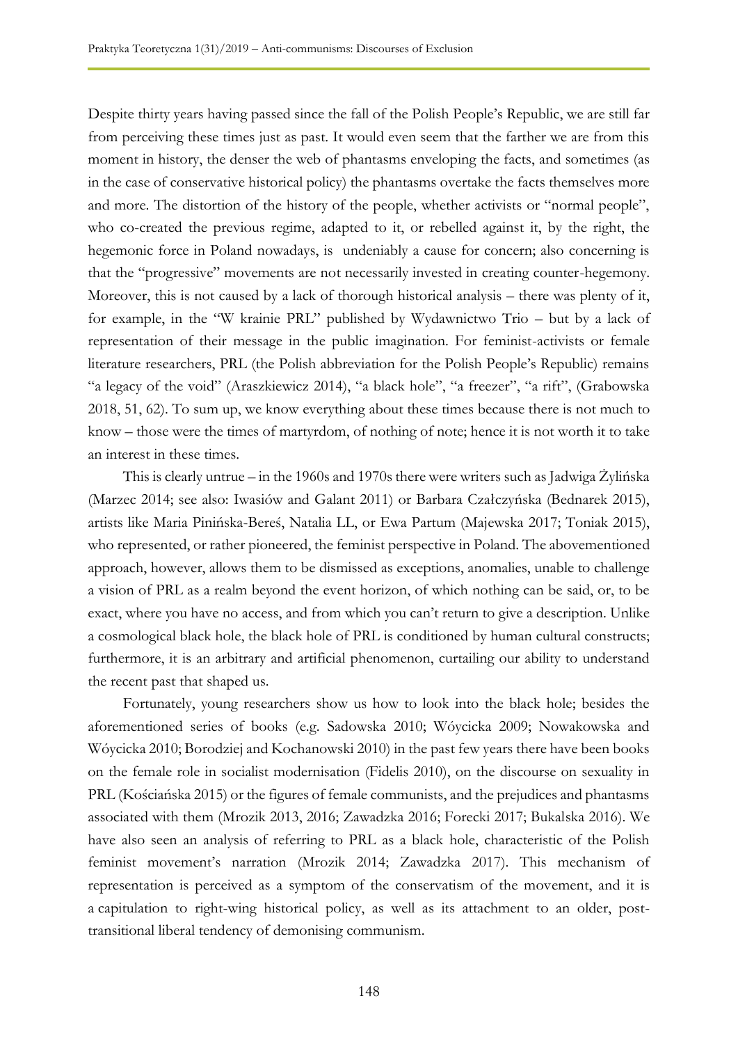Despite thirty years having passed since the fall of the Polish People's Republic, we are still far from perceiving these times just as past. It would even seem that the farther we are from this moment in history, the denser the web of phantasms enveloping the facts, and sometimes (as in the case of conservative historical policy) the phantasms overtake the facts themselves more and more. The distortion of the history of the people, whether activists or "normal people", who co-created the previous regime, adapted to it, or rebelled against it, by the right, the hegemonic force in Poland nowadays, is undeniably a cause for concern; also concerning is that the "progressive" movements are not necessarily invested in creating counter-hegemony. Moreover, this is not caused by a lack of thorough historical analysis – there was plenty of it, for example, in the "W krainie PRL" published by Wydawnictwo Trio – but by a lack of representation of their message in the public imagination. For feminist-activists or female literature researchers, PRL (the Polish abbreviation for the Polish People's Republic) remains "a legacy of the void" (Araszkiewicz 2014), "a black hole", "a freezer", "a rift", (Grabowska 2018, 51, 62). To sum up, we know everything about these times because there is not much to know – those were the times of martyrdom, of nothing of note; hence it is not worth it to take an interest in these times.

This is clearly untrue – in the 1960s and 1970s there were writers such as Jadwiga Żylińska (Marzec 2014; see also: Iwasiów and Galant 2011) or Barbara Czałczyńska (Bednarek 2015), artists like Maria Pinińska-Bereś, Natalia LL, or Ewa Partum (Majewska 2017; Toniak 2015), who represented, or rather pioneered, the feminist perspective in Poland. The abovementioned approach, however, allows them to be dismissed as exceptions, anomalies, unable to challenge a vision of PRL as a realm beyond the event horizon, of which nothing can be said, or, to be exact, where you have no access, and from which you can't return to give a description. Unlike a cosmological black hole, the black hole of PRL is conditioned by human cultural constructs; furthermore, it is an arbitrary and artificial phenomenon, curtailing our ability to understand the recent past that shaped us.

Fortunately, young researchers show us how to look into the black hole; besides the aforementioned series of books (e.g. Sadowska 2010; Wóycicka 2009; Nowakowska and Wóycicka 2010; Borodziej and Kochanowski 2010) in the past few years there have been books on the female role in socialist modernisation (Fidelis 2010), on the discourse on sexuality in PRL (Kościańska 2015) or the figures of female communists, and the prejudices and phantasms associated with them (Mrozik 2013, 2016; Zawadzka 2016; Forecki 2017; Bukalska 2016). We have also seen an analysis of referring to PRL as a black hole, characteristic of the Polish feminist movement's narration (Mrozik 2014; Zawadzka 2017). This mechanism of representation is perceived as a symptom of the conservatism of the movement, and it is a capitulation to right-wing historical policy, as well as its attachment to an older, post-transitional liberal tendency of demonising communism.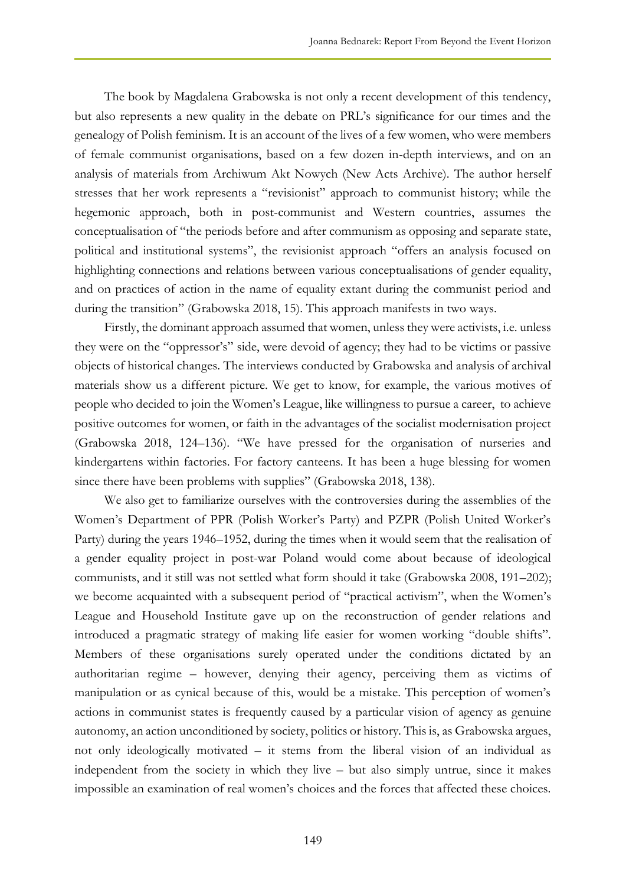The book by Magdalena Grabowska is not only a recent development of this tendency, but also represents a new quality in the debate on PRL's significance for our times and the genealogy of Polish feminism. It is an account of the lives of a few women, who were members of female communist organisations, based on a few dozen in-depth interviews, and on an analysis of materials from Archiwum Akt Nowych (New Acts Archive). The author herself stresses that her work represents a "revisionist" approach to communist history; while the hegemonic approach, both in post-communist and Western countries, assumes the conceptualisation of "the periods before and after communism as opposing and separate state, political and institutional systems", the revisionist approach "offers an analysis focused on highlighting connections and relations between various conceptualisations of gender equality, and on practices of action in the name of equality extant during the communist period and during the transition" (Grabowska 2018, 15). This approach manifests in two ways.

Firstly, the dominant approach assumed that women, unless they were activists, i.e. unless they were on the "oppressor's" side, were devoid of agency; they had to be victims or passive objects of historical changes. The interviews conducted by Grabowska and analysis of archival materials show us a different picture. We get to know, for example, the various motives of people who decided to join the Women's League, like willingness to pursue a career, to achieve positive outcomes for women, or faith in the advantages of the socialist modernisation project (Grabowska 2018, 124–136). "We have pressed for the organisation of nurseries and kindergartens within factories. For factory canteens. It has been a huge blessing for women since there have been problems with supplies" (Grabowska 2018, 138).

We also get to familiarize ourselves with the controversies during the assemblies of the Women's Department of PPR (Polish Worker's Party) and PZPR (Polish United Worker's Party) during the years 1946–1952, during the times when it would seem that the realisation of a gender equality project in post-war Poland would come about because of ideological communists, and it still was not settled what form should it take (Grabowska 2008, 191–202); we become acquainted with a subsequent period of "practical activism", when the Women's League and Household Institute gave up on the reconstruction of gender relations and introduced a pragmatic strategy of making life easier for women working "double shifts". Members of these organisations surely operated under the conditions dictated by an authoritarian regime – however, denying their agency, perceiving them as victims of manipulation or as cynical because of this, would be a mistake. This perception of women's actions in communist states is frequently caused by a particular vision of agency as genuine autonomy, an action unconditioned by society, politics or history. This is, as Grabowska argues, not only ideologically motivated – it stems from the liberal vision of an individual as independent from the society in which they live – but also simply untrue, since it makes impossible an examination of real women's choices and the forces that affected these choices.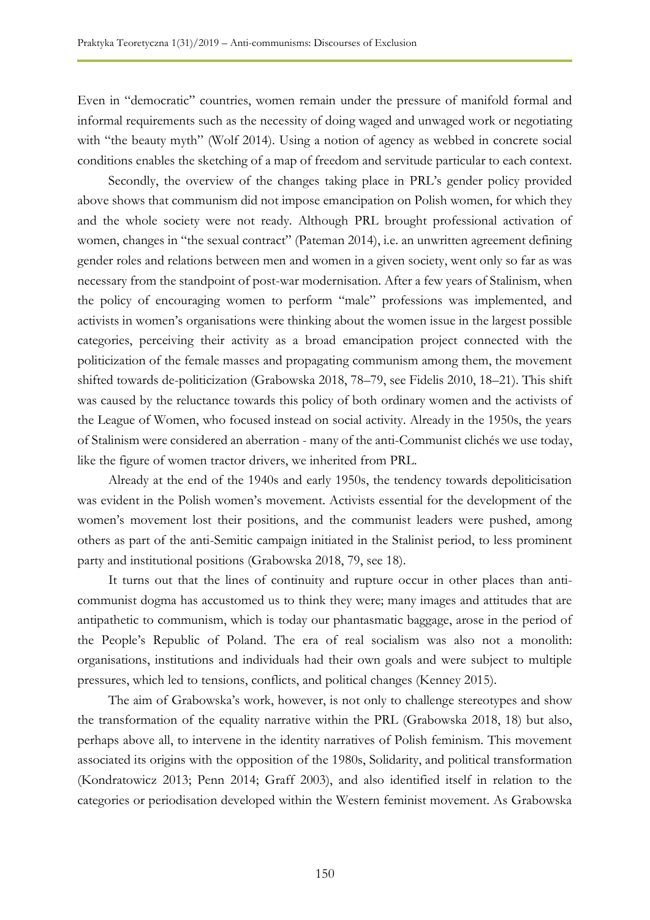Even in "democratic" countries, women remain under the pressure of manifold formal and informal requirements such as the necessity of doing waged and unwaged work or negotiating with "the beauty myth" (Wolf 2014). Using a notion of agency as webbed in concrete social conditions enables the sketching of a map of freedom and servitude particular to each context.

Secondly, the overview of the changes taking place in PRL's gender policy provided above shows that communism did not impose emancipation on Polish women, for which they and the whole society were not ready. Although PRL brought professional activation of women, changes in "the sexual contract" (Pateman 2014), i.e. an unwritten agreement defining gender roles and relations between men and women in a given society, went only so far as was necessary from the standpoint of post-war modernisation. After a few years of Stalinism, when the policy of encouraging women to perform "male" professions was implemented, and activists in women's organisations were thinking about the women issue in the largest possible categories, perceiving their activity as a broad emancipation project connected with the politicization of the female masses and propagating communism among them, the movement shifted towards de-politicization (Grabowska 2018, 78–79, see Fidelis 2010, 18–21). This shift was caused by the reluctance towards this policy of both ordinary women and the activists of the League of Women, who focused instead on social activity. Already in the 1950s, the years of Stalinism were considered an aberration - many of the anti-Communist clichés we use today, like the figure of women tractor drivers, we inherited from PRL.

Already at the end of the 1940s and early 1950s, the tendency towards depoliticisation was evident in the Polish women's movement. Activists essential for the development of the women's movement lost their positions, and the communist leaders were pushed, among others as part of the anti-Semitic campaign initiated in the Stalinist period, to less prominent party and institutional positions (Grabowska 2018, 79, see 18).

It turns out that the lines of continuity and rupture occur in other places than anti-communist dogma has accustomed us to think they were; many images and attitudes that are antipathetic to communism, which is today our phantasmatic baggage, arose in the period of the People's Republic of Poland. The era of real socialism was also not a monolith: organisations, institutions and individuals had their own goals and were subject to multiple pressures, which led to tensions, conflicts, and political changes (Kenney 2015).

The aim of Grabowska's work, however, is not only to challenge stereotypes and show the transformation of the equality narrative within the PRL (Grabowska 2018, 18) but also, perhaps above all, to intervene in the identity narratives of Polish feminism. This movement associated its origins with the opposition of the 1980s, Solidarity, and political transformation (Kondratowicz 2013; Penn 2014; Graff 2003), and also identified itself in relation to the categories or periodisation developed within the Western feminist movement. As Grabowska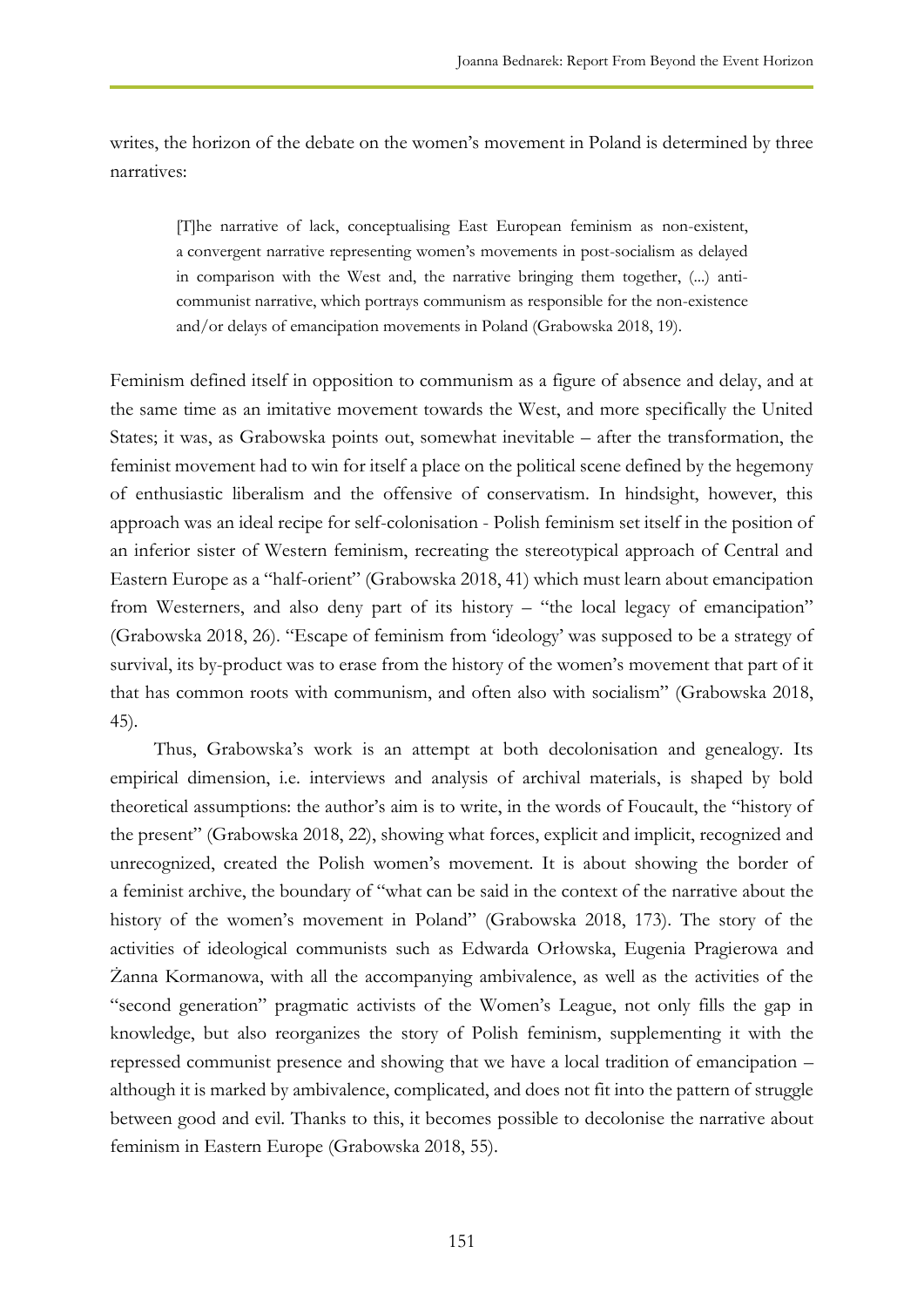writes, the horizon of the debate on the women's movement in Poland is determined by three narratives:

> [T]he narrative of lack, conceptualising East European feminism as non-existent, a convergent narrative representing women's movements in post-socialism as delayed in comparison with the West and, the narrative bringing them together, (...) anti-communist narrative, which portrays communism as responsible for the non-existence and/or delays of emancipation movements in Poland (Grabowska 2018, 19).

Feminism defined itself in opposition to communism as a figure of absence and delay, and at the same time as an imitative movement towards the West, and more specifically the United States; it was, as Grabowska points out, somewhat inevitable – after the transformation, the feminist movement had to win for itself a place on the political scene defined by the hegemony of enthusiastic liberalism and the offensive of conservatism. In hindsight, however, this approach was an ideal recipe for self-colonisation - Polish feminism set itself in the position of an inferior sister of Western feminism, recreating the stereotypical approach of Central and Eastern Europe as a "half-orient" (Grabowska 2018, 41) which must learn about emancipation from Westerners, and also deny part of its history – "the local legacy of emancipation" (Grabowska 2018, 26). "Escape of feminism from 'ideology' was supposed to be a strategy of survival, its by-product was to erase from the history of the women's movement that part of it that has common roots with communism, and often also with socialism" (Grabowska 2018, 45).

Thus, Grabowska's work is an attempt at both decolonisation and genealogy. Its empirical dimension, i.e. interviews and analysis of archival materials, is shaped by bold theoretical assumptions: the author's aim is to write, in the words of Foucault, the "history of the present" (Grabowska 2018, 22), showing what forces, explicit and implicit, recognized and unrecognized, created the Polish women's movement. It is about showing the border of a feminist archive, the boundary of "what can be said in the context of the narrative about the history of the women's movement in Poland" (Grabowska 2018, 173). The story of the activities of ideological communists such as Edwarda Orłowska, Eugenia Pragierowa and Żanna Kormanowa, with all the accompanying ambivalence, as well as the activities of the "second generation" pragmatic activists of the Women's League, not only fills the gap in knowledge, but also reorganizes the story of Polish feminism, supplementing it with the repressed communist presence and showing that we have a local tradition of emancipation – although it is marked by ambivalence, complicated, and does not fit into the pattern of struggle between good and evil. Thanks to this, it becomes possible to decolonise the narrative about feminism in Eastern Europe (Grabowska 2018, 55).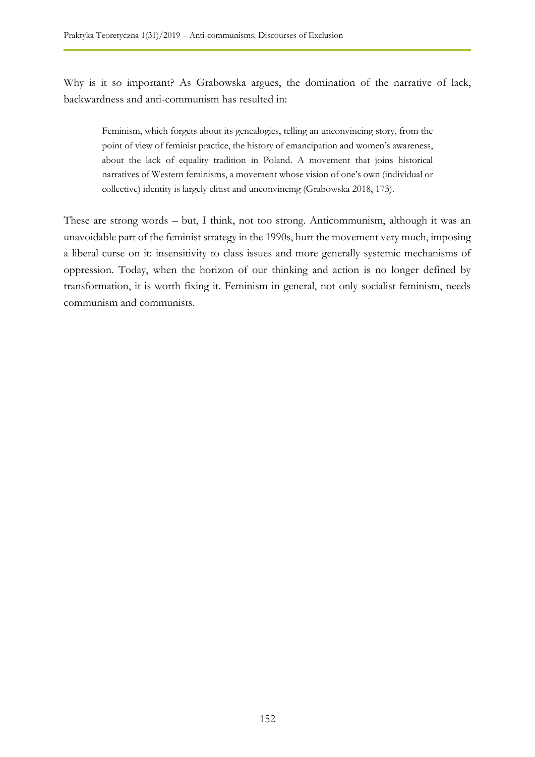Why is it so important? As Grabowska argues, the domination of the narrative of lack, backwardness and anti-communism has resulted in:

> Feminism, which forgets about its genealogies, telling an unconvincing story, from the point of view of feminist practice, the history of emancipation and women's awareness, about the lack of equality tradition in Poland. A movement that joins historical narratives of Western feminisms, a movement whose vision of one's own (individual or collective) identity is largely elitist and unconvincing (Grabowska 2018, 173).

These are strong words – but, I think, not too strong. Anticommunism, although it was an unavoidable part of the feminist strategy in the 1990s, hurt the movement very much, imposing a liberal curse on it: insensitivity to class issues and more generally systemic mechanisms of oppression. Today, when the horizon of our thinking and action is no longer defined by transformation, it is worth fixing it. Feminism in general, not only socialist feminism, needs communism and communists.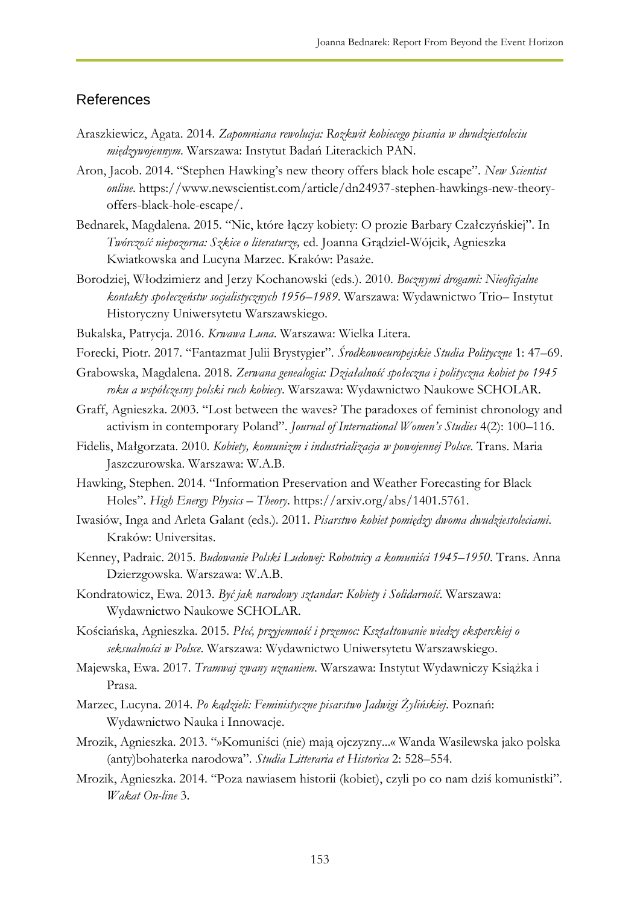## References

Araszkiewicz, Agata. 2014. *Zapomniana rewolucja: Rozkwit kobiecego pisania w dwudziestoleciu międzywojennym*. Warszawa: Instytut Badań Literackich PAN.

Aron, Jacob. 2014. "Stephen Hawking's new theory offers black hole escape". *New Scientist online*. https://www.newscientist.com/article/dn24937-stephen-hawkings-new-theory-offers-black-hole-escape/.

Bednarek, Magdalena. 2015. "Nic, które łączy kobiety: O prozie Barbary Czałczyńskiej". In *Twórczość niepozorna: Szkice o literaturze,* ed. Joanna Grądziel-Wójcik, Agnieszka Kwiatkowska and Lucyna Marzec. Kraków: Pasaże.

Borodziej, Włodzimierz and Jerzy Kochanowski (eds.). 2010. *Bocznymi drogami: Nieoficjalne kontakty społeczeństw socjalistycznych 1956–1989*. Warszawa: Wydawnictwo Trio– Instytut Historyczny Uniwersytetu Warszawskiego.

Bukalska, Patrycja. 2016. *Krwawa Luna*. Warszawa: Wielka Litera.

Forecki, Piotr. 2017. "Fantazmat Julii Brystygier". *Środkowoeuropejskie Studia Polityczne* 1: 47–69.

Grabowska, Magdalena. 2018. *Zerwana genealogia: Działalność społeczna i polityczna kobiet po 1945 roku a współczesny polski ruch kobiecy*. Warszawa: Wydawnictwo Naukowe SCHOLAR.

Graff, Agnieszka. 2003. "Lost between the waves? The paradoxes of feminist chronology and activism in contemporary Poland". *Journal of International Women's Studies* 4(2): 100–116.

Fidelis, Małgorzata. 2010. *Kobiety, komunizm i industrializacja w powojennej Polsce*. Trans. Maria Jaszczurowska. Warszawa: W.A.B.

Hawking, Stephen. 2014. "Information Preservation and Weather Forecasting for Black Holes". *High Energy Physics – Theory*. https://arxiv.org/abs/1401.5761.

Iwasiów, Inga and Arleta Galant (eds.). 2011. *Pisarstwo kobiet pomiędzy dwoma dwudziestoleciami*. Kraków: Universitas.

Kenney, Padraic. 2015. *Budowanie Polski Ludowej: Robotnicy a komuniści 1945–1950*. Trans. Anna Dzierzgowska. Warszawa: W.A.B.

Kondratowicz, Ewa. 2013. *Być jak narodowy sztandar: Kobiety i Solidarność*. Warszawa: Wydawnictwo Naukowe SCHOLAR.

Kościańska, Agnieszka. 2015. *Płeć, przyjemność i przemoc: Kształtowanie wiedzy eksperckiej o seksualności w Polsce*. Warszawa: Wydawnictwo Uniwersytetu Warszawskiego.

Majewska, Ewa. 2017. *Tramwaj zwany uznaniem*. Warszawa: Instytut Wydawniczy Książka i Prasa.

Marzec, Lucyna. 2014. *Po kądzieli: Feministyczne pisarstwo Jadwigi Żylińskiej*. Poznań: Wydawnictwo Nauka i Innowacje.

Mrozik, Agnieszka. 2013. "»Komuniści (nie) mają ojczyzny...« Wanda Wasilewska jako polska (anty)bohaterka narodowa". *Studia Litteraria et Historica* 2: 528–554.

Mrozik, Agnieszka. 2014. "Poza nawiasem historii (kobiet), czyli po co nam dziś komunistki". *Wakat On-line* 3.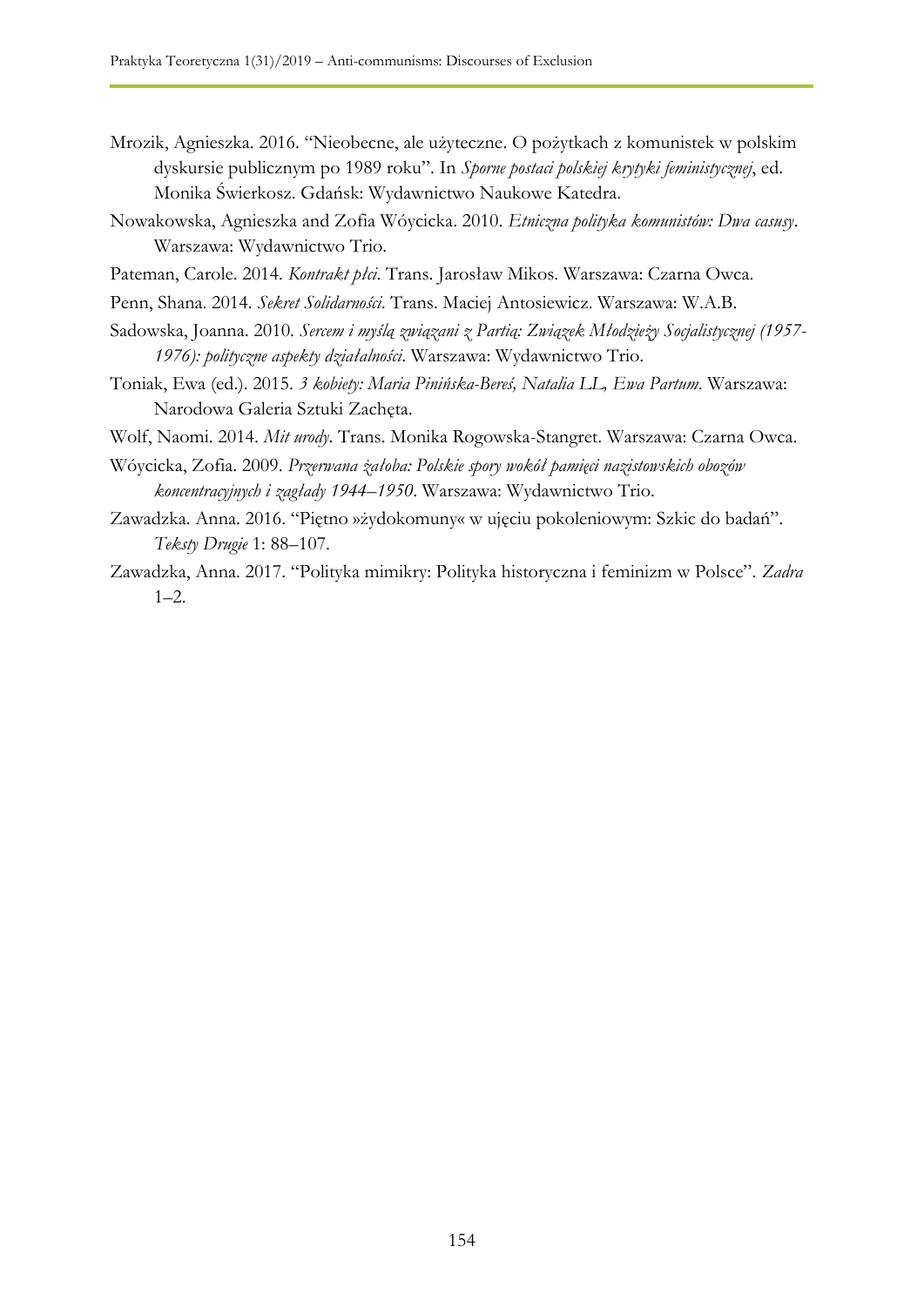Mrozik, Agnieszka. 2016. "Nieobecne, ale użyteczne. O pożytkach z komunistek w polskim dyskursie publicznym po 1989 roku". In *Sporne postaci polskiej krytyki feministycznej*, ed. Monika Świerkosz. Gdańsk: Wydawnictwo Naukowe Katedra.

Nowakowska, Agnieszka and Zofia Wóycicka. 2010. *Etniczna polityka komunistów: Dwa casusy*. Warszawa: Wydawnictwo Trio.

Pateman, Carole. 2014. *Kontrakt płci*. Trans. Jarosław Mikos. Warszawa: Czarna Owca.

Penn, Shana. 2014. *Sekret Solidarności*. Trans. Maciej Antosiewicz. Warszawa: W.A.B.

Sadowska, Joanna. 2010. *Sercem i myślą związani z Partią: Związek Młodzieży Socjalistycznej (1957-1976): polityczne aspekty działalności*. Warszawa: Wydawnictwo Trio.

Toniak, Ewa (ed.). 2015. *3 kobiety: Maria Pinińska-Bereś, Natalia LL, Ewa Partum*. Warszawa: Narodowa Galeria Sztuki Zachęta.

Wolf, Naomi. 2014. *Mit urody*. Trans. Monika Rogowska-Stangret. Warszawa: Czarna Owca.

Wóycicka, Zofia. 2009. *Przerwana żałoba: Polskie spory wokół pamięci nazistowskich obozów koncentracyjnych i zagłady 1944–1950*. Warszawa: Wydawnictwo Trio.

Zawadzka. Anna. 2016. "Piętno »żydokomuny« w ujęciu pokoleniowym: Szkic do badań". *Teksty Drugie* 1: 88–107.

Zawadzka, Anna. 2017. "Polityka mimikry: Polityka historyczna i feminizm w Polsce". *Zadra* 1–2.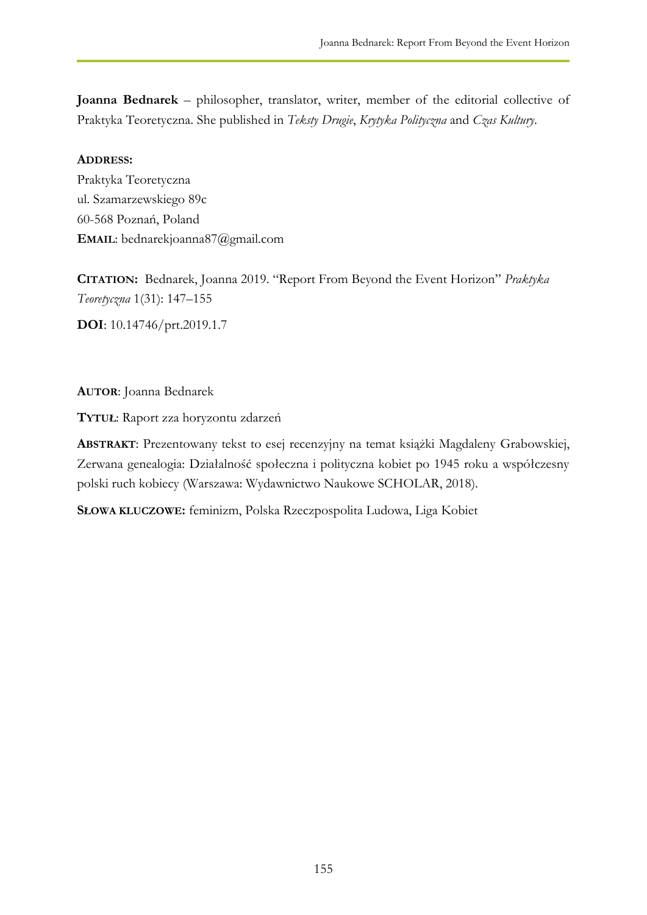**Joanna Bednarek** – philosopher, translator, writer, member of the editorial collective of Praktyka Teoretyczna. She published in *Teksty Drugie*, *Krytyka Polityczna* and *Czas Kultury*.

**ADDRESS:**
Praktyka Teoretyczna
ul. Szamarzewskiego 89c
60-568 Poznań, Poland
**EMAIL**: bednarekjoanna87@gmail.com

**CITATION:** Bednarek, Joanna 2019. "Report From Beyond the Event Horizon" *Praktyka Teoretyczna* 1(31): 147–155

**DOI**: 10.14746/prt.2019.1.7

**AUTOR**: Joanna Bednarek

**TYTUŁ**: Raport zza horyzontu zdarzeń

**ABSTRAKT**: Prezentowany tekst to esej recenzyjny na temat książki Magdaleny Grabowskiej, Zerwana genealogia: Działalność społeczna i polityczna kobiet po 1945 roku a współczesny polski ruch kobiecy (Warszawa: Wydawnictwo Naukowe SCHOLAR, 2018).

**SŁOWA KLUCZOWE:** feminizm, Polska Rzeczpospolita Ludowa, Liga Kobiet